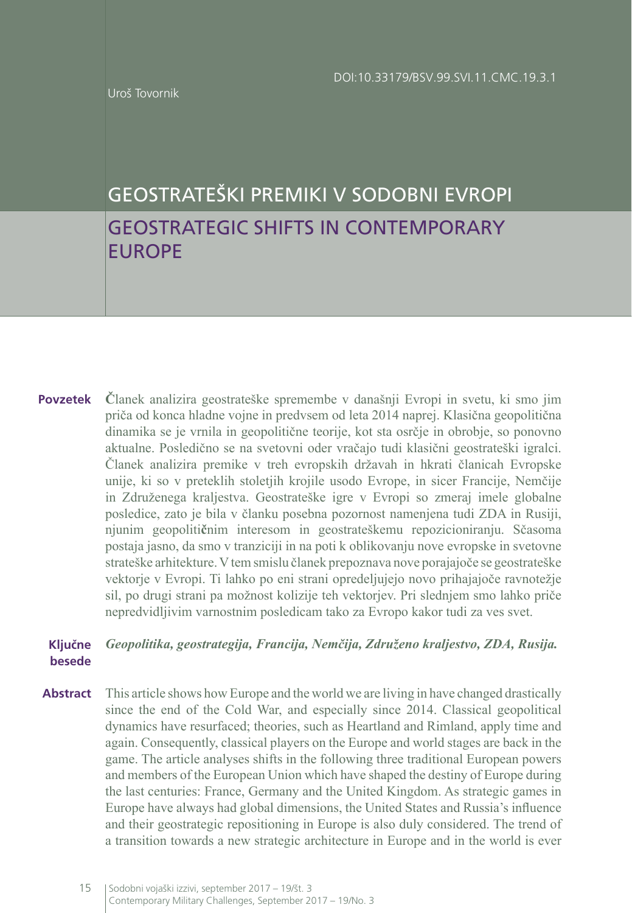DOI:10.33179/BSV.99.SVI.11.CMC.19.3.1

Uroš Tovornik

# GEOSTRATEŠKI PREMIKI V SODOBNI EVROPI

# GEOSTRATEGIC SHIFTS IN CONTEMPORARY EUROPE

**Povzetek** Članek analizira geostrateške spremembe v današnji Evropi in svetu, ki smo jim priča od konca hladne vojne in predvsem od leta 2014 naprej. Klasična geopolitična dinamika se je vrnila in geopolitične teorije, kot sta osrčje in obrobje, so ponovno aktualne. Posledično se na svetovni oder vračajo tudi klasični geostrateški igralci. Članek analizira premike v treh evropskih državah in hkrati članicah Evropske unije, ki so v preteklih stoletjih usodo Evrope, in sicer Francije, Nemčije in Združenega kraljestva. Geostrateške igre v Evropi so zmeraj imele globalne posledice, zato je bila v članku posebna pozornost namenjena tudi ZDA in Rusiji, njunim geopolitičnim interesom in geostrateškemu repozicioniranju. Sčasoma postaja jasno, da smo v tranziciji in na poti k oblikovanju nove evropske in svetovne strateške arhitekture. V tem smislu članek prepoznava nove porajajoče se geostrateške vektorje v Evropi. Ti lahko po eni strani opredeljujejo novo prihajajoče ravnotežje sil, po drugi strani pa možnost kolizije teh vektorjev. Pri slednjem smo lahko priče nepredvidljivim varnostnim posledicam tako za Evropo kakor tudi za ves svet.

**Ključne besede** *Geopolitika, geostrategija, Francija, Nemčija, Združeno kraljestvo, ZDA, Rusija.*

**Abstract** This article shows how Europe and the world we are living in have changed drastically since the end of the Cold War, and especially since 2014. Classical geopolitical dynamics have resurfaced; theories, such as Heartland and Rimland, apply time and again. Consequently, classical players on the Europe and world stages are back in the game. The article analyses shifts in the following three traditional European powers and members of the European Union which have shaped the destiny of Europe during the last centuries: France, Germany and the United Kingdom. As strategic games in Europe have always had global dimensions, the United States and Russia's influence and their geostrategic repositioning in Europe is also duly considered. The trend of a transition towards a new strategic architecture in Europe and in the world is ever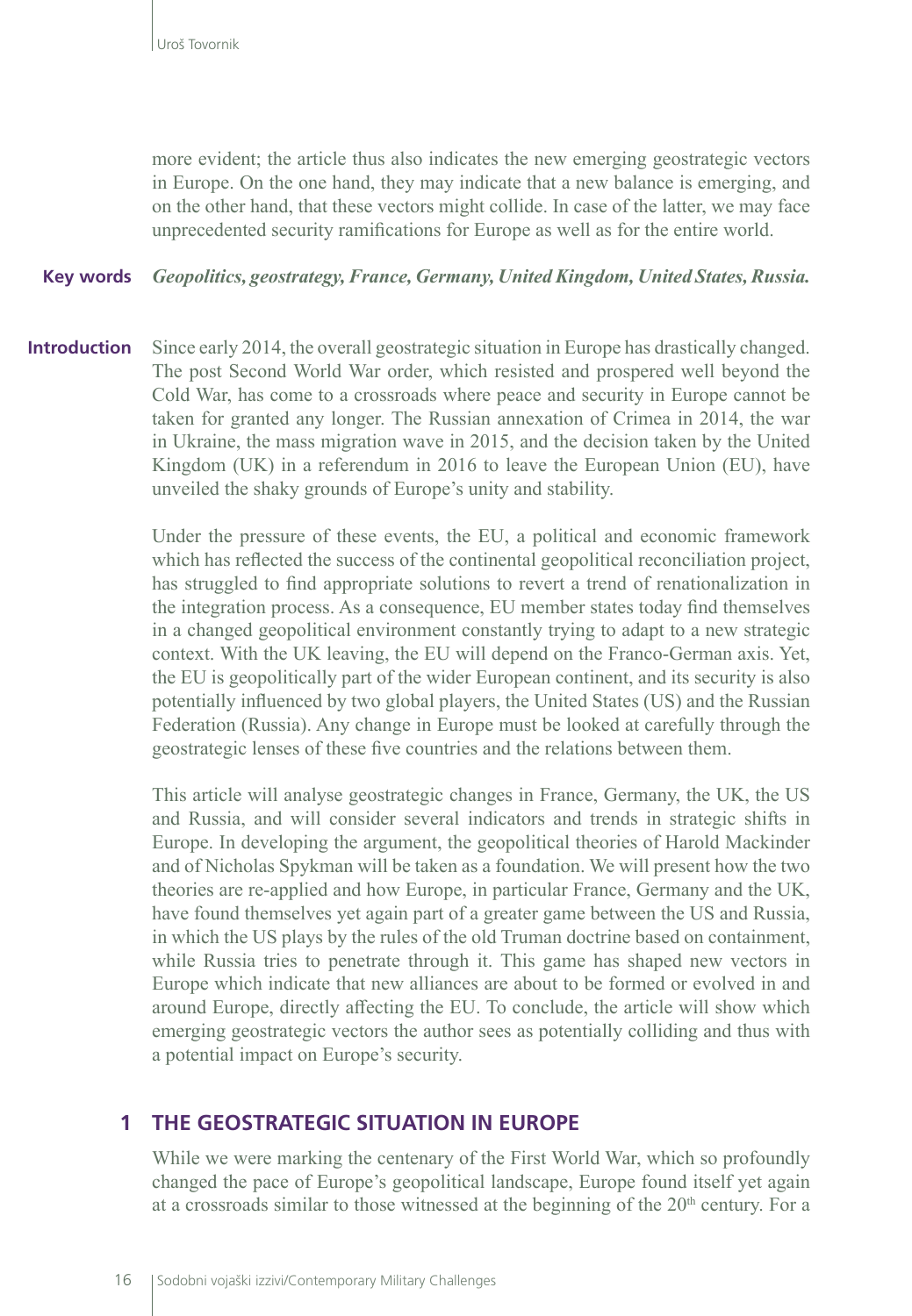more evident; the article thus also indicates the new emerging geostrategic vectors in Europe. On the one hand, they may indicate that a new balance is emerging, and on the other hand, that these vectors might collide. In case of the latter, we may face unprecedented security ramifications for Europe as well as for the entire world.

**Key words** ***Geopolitics, geostrategy, France, Germany, United Kingdom, United States, Russia.***

**Introduction** Since early 2014, the overall geostrategic situation in Europe has drastically changed. The post Second World War order, which resisted and prospered well beyond the Cold War, has come to a crossroads where peace and security in Europe cannot be taken for granted any longer. The Russian annexation of Crimea in 2014, the war in Ukraine, the mass migration wave in 2015, and the decision taken by the United Kingdom (UK) in a referendum in 2016 to leave the European Union (EU), have unveiled the shaky grounds of Europe's unity and stability.

Under the pressure of these events, the EU, a political and economic framework which has reflected the success of the continental geopolitical reconciliation project, has struggled to find appropriate solutions to revert a trend of renationalization in the integration process. As a consequence, EU member states today find themselves in a changed geopolitical environment constantly trying to adapt to a new strategic context. With the UK leaving, the EU will depend on the Franco-German axis. Yet, the EU is geopolitically part of the wider European continent, and its security is also potentially influenced by two global players, the United States (US) and the Russian Federation (Russia). Any change in Europe must be looked at carefully through the geostrategic lenses of these five countries and the relations between them.

This article will analyse geostrategic changes in France, Germany, the UK, the US and Russia, and will consider several indicators and trends in strategic shifts in Europe. In developing the argument, the geopolitical theories of Harold Mackinder and of Nicholas Spykman will be taken as a foundation. We will present how the two theories are re-applied and how Europe, in particular France, Germany and the UK, have found themselves yet again part of a greater game between the US and Russia, in which the US plays by the rules of the old Truman doctrine based on containment, while Russia tries to penetrate through it. This game has shaped new vectors in Europe which indicate that new alliances are about to be formed or evolved in and around Europe, directly affecting the EU. To conclude, the article will show which emerging geostrategic vectors the author sees as potentially colliding and thus with a potential impact on Europe's security.

## 1 THE GEOSTRATEGIC SITUATION IN EUROPE

While we were marking the centenary of the First World War, which so profoundly changed the pace of Europe's geopolitical landscape, Europe found itself yet again at a crossroads similar to those witnessed at the beginning of the 20th century. For a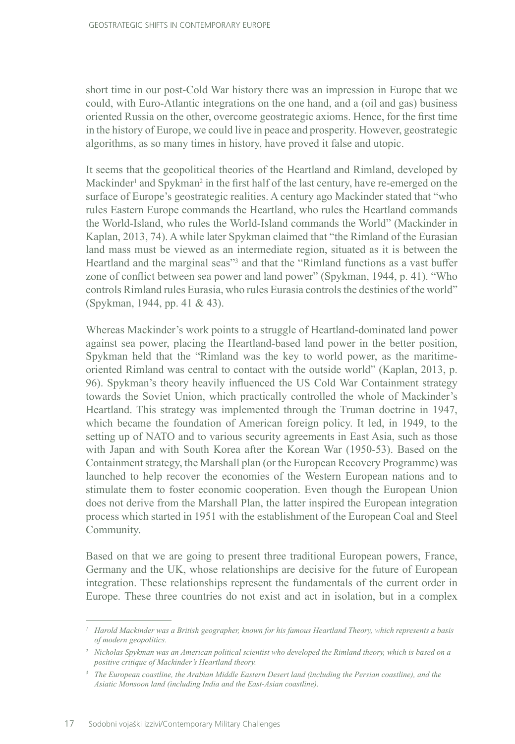short time in our post-Cold War history there was an impression in Europe that we could, with Euro-Atlantic integrations on the one hand, and a (oil and gas) business oriented Russia on the other, overcome geostrategic axioms. Hence, for the first time in the history of Europe, we could live in peace and prosperity. However, geostrategic algorithms, as so many times in history, have proved it false and utopic.

It seems that the geopolitical theories of the Heartland and Rimland, developed by Mackinder[1] and Spykman[2] in the first half of the last century, have re-emerged on the surface of Europe's geostrategic realities. A century ago Mackinder stated that "who rules Eastern Europe commands the Heartland, who rules the Heartland commands the World-Island, who rules the World-Island commands the World" (Mackinder in Kaplan, 2013, 74). A while later Spykman claimed that "the Rimland of the Eurasian land mass must be viewed as an intermediate region, situated as it is between the Heartland and the marginal seas"[3] and that the "Rimland functions as a vast buffer zone of conflict between sea power and land power" (Spykman, 1944, p. 41). "Who controls Rimland rules Eurasia, who rules Eurasia controls the destinies of the world" (Spykman, 1944, pp. 41 & 43).

Whereas Mackinder's work points to a struggle of Heartland-dominated land power against sea power, placing the Heartland-based land power in the better position, Spykman held that the "Rimland was the key to world power, as the maritime-oriented Rimland was central to contact with the outside world" (Kaplan, 2013, p. 96). Spykman's theory heavily influenced the US Cold War Containment strategy towards the Soviet Union, which practically controlled the whole of Mackinder's Heartland. This strategy was implemented through the Truman doctrine in 1947, which became the foundation of American foreign policy. It led, in 1949, to the setting up of NATO and to various security agreements in East Asia, such as those with Japan and with South Korea after the Korean War (1950-53). Based on the Containment strategy, the Marshall plan (or the European Recovery Programme) was launched to help recover the economies of the Western European nations and to stimulate them to foster economic cooperation. Even though the European Union does not derive from the Marshall Plan, the latter inspired the European integration process which started in 1951 with the establishment of the European Coal and Steel Community.

Based on that we are going to present three traditional European powers, France, Germany and the UK, whose relationships are decisive for the future of European integration. These relationships represent the fundamentals of the current order in Europe. These three countries do not exist and act in isolation, but in a complex

---

[1] *Harold Mackinder was a British geographer, known for his famous Heartland Theory, which represents a basis of modern geopolitics.*

[2] *Nicholas Spykman was an American political scientist who developed the Rimland theory, which is based on a positive critique of Mackinder's Heartland theory.*

[3] *The European coastline, the Arabian Middle Eastern Desert land (including the Persian coastline), and the Asiatic Monsoon land (including India and the East-Asian coastline).*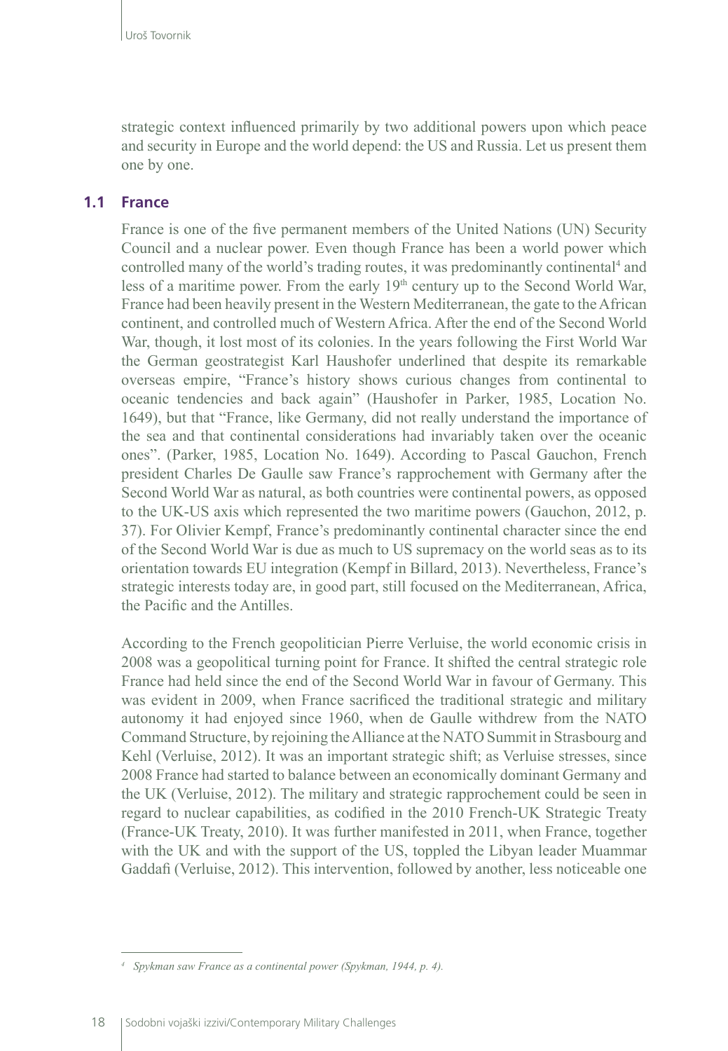strategic context influenced primarily by two additional powers upon which peace and security in Europe and the world depend: the US and Russia. Let us present them one by one.

### 1.1 France

France is one of the five permanent members of the United Nations (UN) Security Council and a nuclear power. Even though France has been a world power which controlled many of the world's trading routes, it was predominantly continental[4] and less of a maritime power. From the early 19th century up to the Second World War, France had been heavily present in the Western Mediterranean, the gate to the African continent, and controlled much of Western Africa. After the end of the Second World War, though, it lost most of its colonies. In the years following the First World War the German geostrategist Karl Haushofer underlined that despite its remarkable overseas empire, "France's history shows curious changes from continental to oceanic tendencies and back again" (Haushofer in Parker, 1985, Location No. 1649), but that "France, like Germany, did not really understand the importance of the sea and that continental considerations had invariably taken over the oceanic ones". (Parker, 1985, Location No. 1649). According to Pascal Gauchon, French president Charles De Gaulle saw France's rapprochement with Germany after the Second World War as natural, as both countries were continental powers, as opposed to the UK-US axis which represented the two maritime powers (Gauchon, 2012, p. 37). For Olivier Kempf, France's predominantly continental character since the end of the Second World War is due as much to US supremacy on the world seas as to its orientation towards EU integration (Kempf in Billard, 2013). Nevertheless, France's strategic interests today are, in good part, still focused on the Mediterranean, Africa, the Pacific and the Antilles.

According to the French geopolitician Pierre Verluise, the world economic crisis in 2008 was a geopolitical turning point for France. It shifted the central strategic role France had held since the end of the Second World War in favour of Germany. This was evident in 2009, when France sacrificed the traditional strategic and military autonomy it had enjoyed since 1960, when de Gaulle withdrew from the NATO Command Structure, by rejoining the Alliance at the NATO Summit in Strasbourg and Kehl (Verluise, 2012). It was an important strategic shift; as Verluise stresses, since 2008 France had started to balance between an economically dominant Germany and the UK (Verluise, 2012). The military and strategic rapprochement could be seen in regard to nuclear capabilities, as codified in the 2010 French-UK Strategic Treaty (France-UK Treaty, 2010). It was further manifested in 2011, when France, together with the UK and with the support of the US, toppled the Libyan leader Muammar Gaddafi (Verluise, 2012). This intervention, followed by another, less noticeable one

---

[4] *Spykman saw France as a continental power (Spykman, 1944, p. 4).*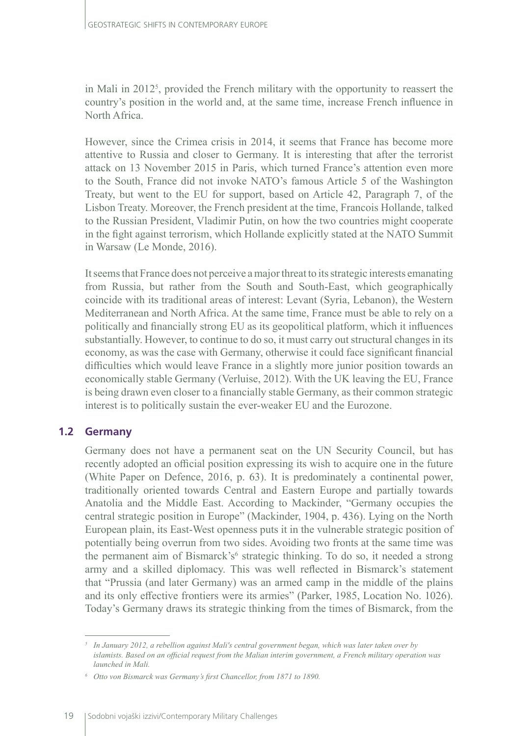in Mali in 2012[5], provided the French military with the opportunity to reassert the country's position in the world and, at the same time, increase French influence in North Africa.

However, since the Crimea crisis in 2014, it seems that France has become more attentive to Russia and closer to Germany. It is interesting that after the terrorist attack on 13 November 2015 in Paris, which turned France's attention even more to the South, France did not invoke NATO's famous Article 5 of the Washington Treaty, but went to the EU for support, based on Article 42, Paragraph 7, of the Lisbon Treaty. Moreover, the French president at the time, Francois Hollande, talked to the Russian President, Vladimir Putin, on how the two countries might cooperate in the fight against terrorism, which Hollande explicitly stated at the NATO Summit in Warsaw (Le Monde, 2016).

It seems that France does not perceive a major threat to its strategic interests emanating from Russia, but rather from the South and South-East, which geographically coincide with its traditional areas of interest: Levant (Syria, Lebanon), the Western Mediterranean and North Africa. At the same time, France must be able to rely on a politically and financially strong EU as its geopolitical platform, which it influences substantially. However, to continue to do so, it must carry out structural changes in its economy, as was the case with Germany, otherwise it could face significant financial difficulties which would leave France in a slightly more junior position towards an economically stable Germany (Verluise, 2012). With the UK leaving the EU, France is being drawn even closer to a financially stable Germany, as their common strategic interest is to politically sustain the ever-weaker EU and the Eurozone.

## 1.2 Germany

Germany does not have a permanent seat on the UN Security Council, but has recently adopted an official position expressing its wish to acquire one in the future (White Paper on Defence, 2016, p. 63). It is predominately a continental power, traditionally oriented towards Central and Eastern Europe and partially towards Anatolia and the Middle East. According to Mackinder, "Germany occupies the central strategic position in Europe" (Mackinder, 1904, p. 436). Lying on the North European plain, its East-West openness puts it in the vulnerable strategic position of potentially being overrun from two sides. Avoiding two fronts at the same time was the permanent aim of Bismarck's[6] strategic thinking. To do so, it needed a strong army and a skilled diplomacy. This was well reflected in Bismarck's statement that "Prussia (and later Germany) was an armed camp in the middle of the plains and its only effective frontiers were its armies" (Parker, 1985, Location No. 1026). Today's Germany draws its strategic thinking from the times of Bismarck, from the

---

[5] *In January 2012, a rebellion against Mali's central government began, which was later taken over by islamists. Based on an official request from the Malian interim government, a French military operation was launched in Mali.*

[6] *Otto von Bismarck was Germany's first Chancellor, from 1871 to 1890.*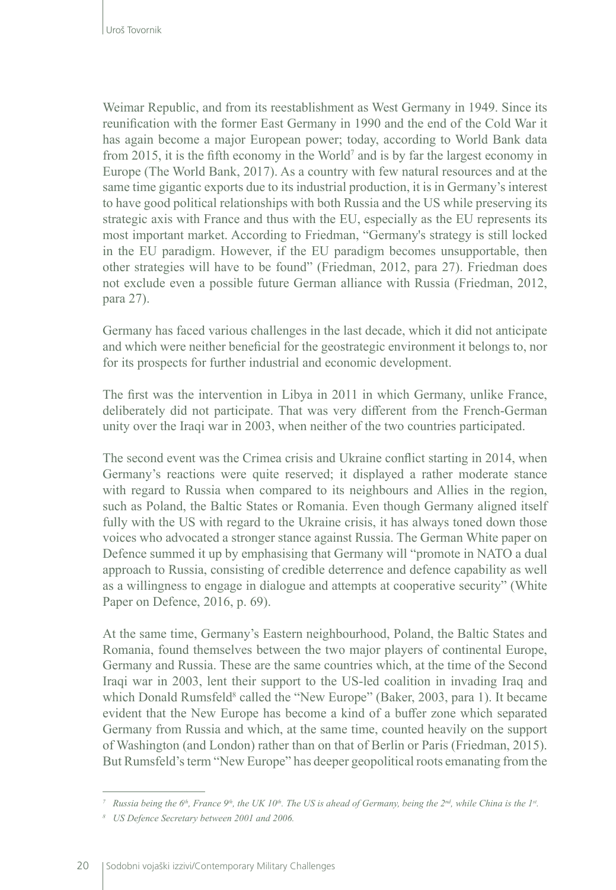Weimar Republic, and from its reestablishment as West Germany in 1949. Since its reunification with the former East Germany in 1990 and the end of the Cold War it has again become a major European power; today, according to World Bank data from 2015, it is the fifth economy in the World[7] and is by far the largest economy in Europe (The World Bank, 2017). As a country with few natural resources and at the same time gigantic exports due to its industrial production, it is in Germany's interest to have good political relationships with both Russia and the US while preserving its strategic axis with France and thus with the EU, especially as the EU represents its most important market. According to Friedman, "Germany's strategy is still locked in the EU paradigm. However, if the EU paradigm becomes unsupportable, then other strategies will have to be found" (Friedman, 2012, para 27). Friedman does not exclude even a possible future German alliance with Russia (Friedman, 2012, para 27).

Germany has faced various challenges in the last decade, which it did not anticipate and which were neither beneficial for the geostrategic environment it belongs to, nor for its prospects for further industrial and economic development.

The first was the intervention in Libya in 2011 in which Germany, unlike France, deliberately did not participate. That was very different from the French-German unity over the Iraqi war in 2003, when neither of the two countries participated.

The second event was the Crimea crisis and Ukraine conflict starting in 2014, when Germany's reactions were quite reserved; it displayed a rather moderate stance with regard to Russia when compared to its neighbours and Allies in the region, such as Poland, the Baltic States or Romania. Even though Germany aligned itself fully with the US with regard to the Ukraine crisis, it has always toned down those voices who advocated a stronger stance against Russia. The German White paper on Defence summed it up by emphasising that Germany will "promote in NATO a dual approach to Russia, consisting of credible deterrence and defence capability as well as a willingness to engage in dialogue and attempts at cooperative security" (White Paper on Defence, 2016, p. 69).

At the same time, Germany's Eastern neighbourhood, Poland, the Baltic States and Romania, found themselves between the two major players of continental Europe, Germany and Russia. These are the same countries which, at the time of the Second Iraqi war in 2003, lent their support to the US-led coalition in invading Iraq and which Donald Rumsfeld[8] called the "New Europe" (Baker, 2003, para 1). It became evident that the New Europe has become a kind of a buffer zone which separated Germany from Russia and which, at the same time, counted heavily on the support of Washington (and London) rather than on that of Berlin or Paris (Friedman, 2015). But Rumsfeld's term "New Europe" has deeper geopolitical roots emanating from the

---

[7] *Russia being the 6th, France 9th, the UK 10th. The US is ahead of Germany, being the 2nd, while China is the 1st.*

[8] *US Defence Secretary between 2001 and 2006.*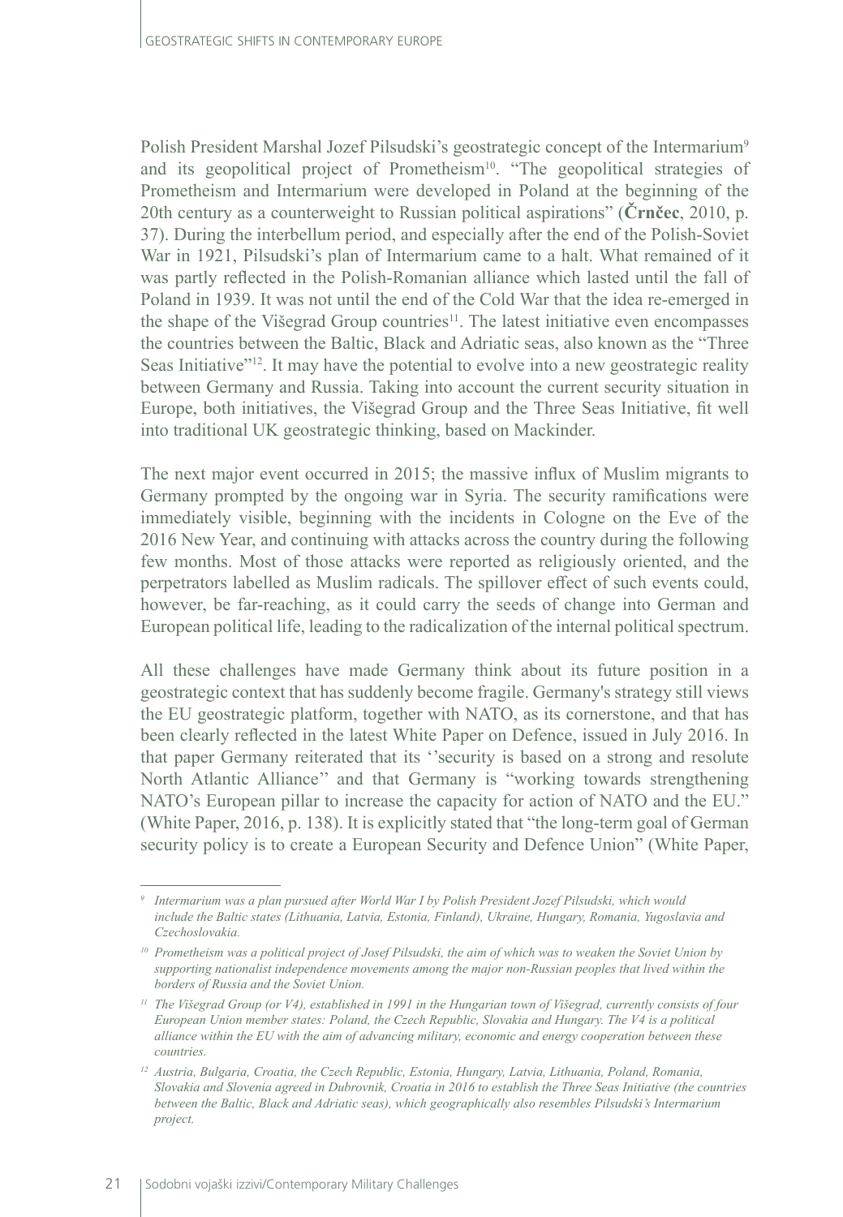Polish President Marshal Jozef Pilsudski's geostrategic concept of the Intermarium[9] and its geopolitical project of Prometheism[10]. "The geopolitical strategies of Prometheism and Intermarium were developed in Poland at the beginning of the 20th century as a counterweight to Russian political aspirations" (**Črnčec**, 2010, p. 37). During the interbellum period, and especially after the end of the Polish-Soviet War in 1921, Pilsudski's plan of Intermarium came to a halt. What remained of it was partly reflected in the Polish-Romanian alliance which lasted until the fall of Poland in 1939. It was not until the end of the Cold War that the idea re-emerged in the shape of the Višegrad Group countries[11]. The latest initiative even encompasses the countries between the Baltic, Black and Adriatic seas, also known as the "Three Seas Initiative"[12]. It may have the potential to evolve into a new geostrategic reality between Germany and Russia. Taking into account the current security situation in Europe, both initiatives, the Višegrad Group and the Three Seas Initiative, fit well into traditional UK geostrategic thinking, based on Mackinder.

The next major event occurred in 2015; the massive influx of Muslim migrants to Germany prompted by the ongoing war in Syria. The security ramifications were immediately visible, beginning with the incidents in Cologne on the Eve of the 2016 New Year, and continuing with attacks across the country during the following few months. Most of those attacks were reported as religiously oriented, and the perpetrators labelled as Muslim radicals. The spillover effect of such events could, however, be far-reaching, as it could carry the seeds of change into German and European political life, leading to the radicalization of the internal political spectrum.

All these challenges have made Germany think about its future position in a geostrategic context that has suddenly become fragile. Germany's strategy still views the EU geostrategic platform, together with NATO, as its cornerstone, and that has been clearly reflected in the latest White Paper on Defence, issued in July 2016. In that paper Germany reiterated that its ''security is based on a strong and resolute North Atlantic Alliance'' and that Germany is "working towards strengthening NATO's European pillar to increase the capacity for action of NATO and the EU." (White Paper, 2016, p. 138). It is explicitly stated that "the long-term goal of German security policy is to create a European Security and Defence Union" (White Paper,

---

*[9] Intermarium was a plan pursued after World War I by Polish President Jozef Pilsudski, which would include the Baltic states (Lithuania, Latvia, Estonia, Finland), Ukraine, Hungary, Romania, Yugoslavia and Czechoslovakia.*

*[10] Prometheism was a political project of Josef Pilsudski, the aim of which was to weaken the Soviet Union by supporting nationalist independence movements among the major non-Russian peoples that lived within the borders of Russia and the Soviet Union.*

*[11] The Višegrad Group (or V4), established in 1991 in the Hungarian town of Višegrad, currently consists of four European Union member states: Poland, the Czech Republic, Slovakia and Hungary. The V4 is a political alliance within the EU with the aim of advancing military, economic and energy cooperation between these countries.*

*[12] Austria, Bulgaria, Croatia, the Czech Republic, Estonia, Hungary, Latvia, Lithuania, Poland, Romania, Slovakia and Slovenia agreed in Dubrovnik, Croatia in 2016 to establish the Three Seas Initiative (the countries between the Baltic, Black and Adriatic seas), which geographically also resembles Pilsudski's Intermarium project.*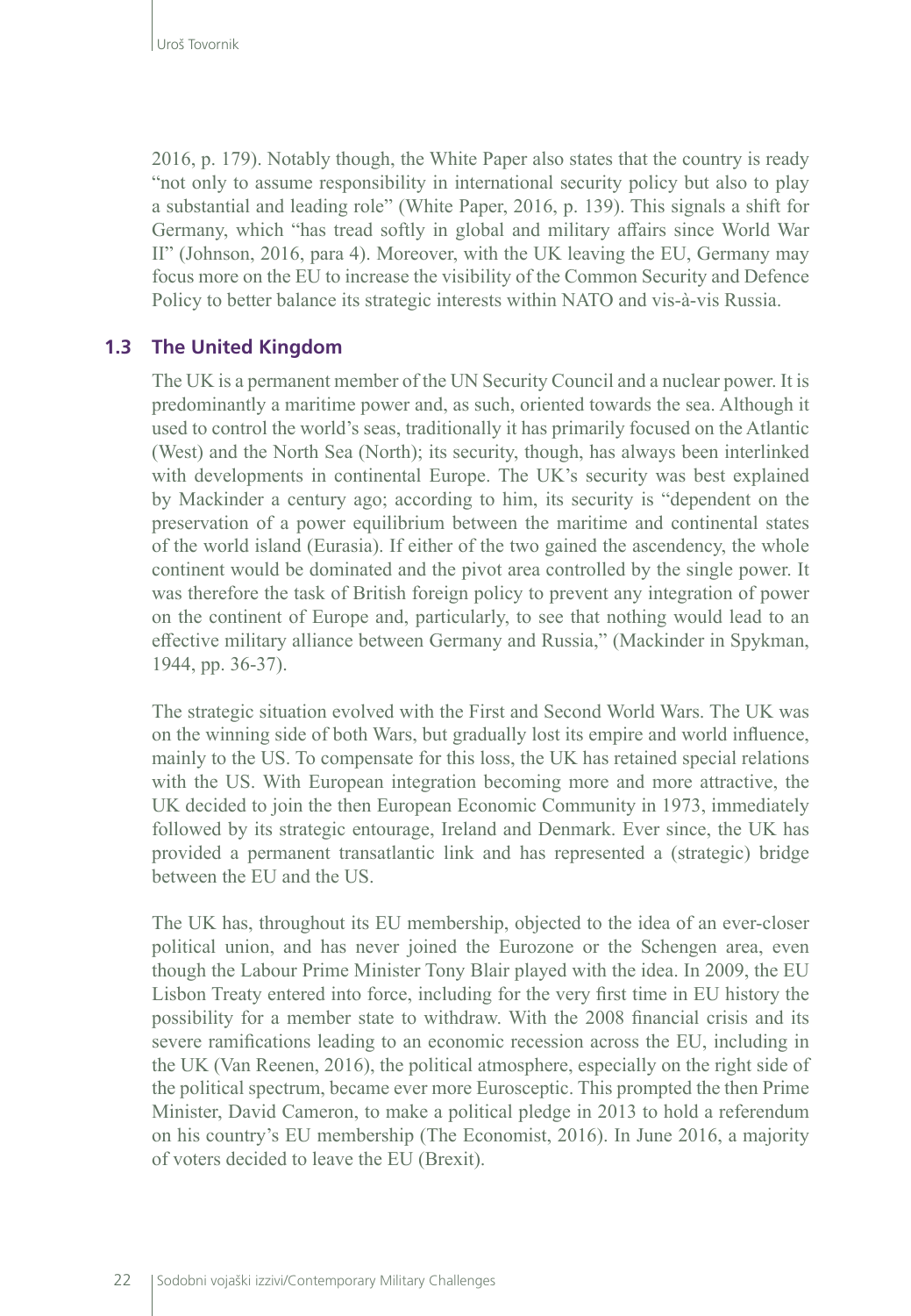2016, p. 179). Notably though, the White Paper also states that the country is ready "not only to assume responsibility in international security policy but also to play a substantial and leading role" (White Paper, 2016, p. 139). This signals a shift for Germany, which "has tread softly in global and military affairs since World War II" (Johnson, 2016, para 4). Moreover, with the UK leaving the EU, Germany may focus more on the EU to increase the visibility of the Common Security and Defence Policy to better balance its strategic interests within NATO and vis-à-vis Russia.

### 1.3 The United Kingdom

The UK is a permanent member of the UN Security Council and a nuclear power. It is predominantly a maritime power and, as such, oriented towards the sea. Although it used to control the world's seas, traditionally it has primarily focused on the Atlantic (West) and the North Sea (North); its security, though, has always been interlinked with developments in continental Europe. The UK's security was best explained by Mackinder a century ago; according to him, its security is "dependent on the preservation of a power equilibrium between the maritime and continental states of the world island (Eurasia). If either of the two gained the ascendency, the whole continent would be dominated and the pivot area controlled by the single power. It was therefore the task of British foreign policy to prevent any integration of power on the continent of Europe and, particularly, to see that nothing would lead to an effective military alliance between Germany and Russia," (Mackinder in Spykman, 1944, pp. 36-37).

The strategic situation evolved with the First and Second World Wars. The UK was on the winning side of both Wars, but gradually lost its empire and world influence, mainly to the US. To compensate for this loss, the UK has retained special relations with the US. With European integration becoming more and more attractive, the UK decided to join the then European Economic Community in 1973, immediately followed by its strategic entourage, Ireland and Denmark. Ever since, the UK has provided a permanent transatlantic link and has represented a (strategic) bridge between the EU and the US.

The UK has, throughout its EU membership, objected to the idea of an ever-closer political union, and has never joined the Eurozone or the Schengen area, even though the Labour Prime Minister Tony Blair played with the idea. In 2009, the EU Lisbon Treaty entered into force, including for the very first time in EU history the possibility for a member state to withdraw. With the 2008 financial crisis and its severe ramifications leading to an economic recession across the EU, including in the UK (Van Reenen, 2016), the political atmosphere, especially on the right side of the political spectrum, became ever more Eurosceptic. This prompted the then Prime Minister, David Cameron, to make a political pledge in 2013 to hold a referendum on his country's EU membership (The Economist, 2016). In June 2016, a majority of voters decided to leave the EU (Brexit).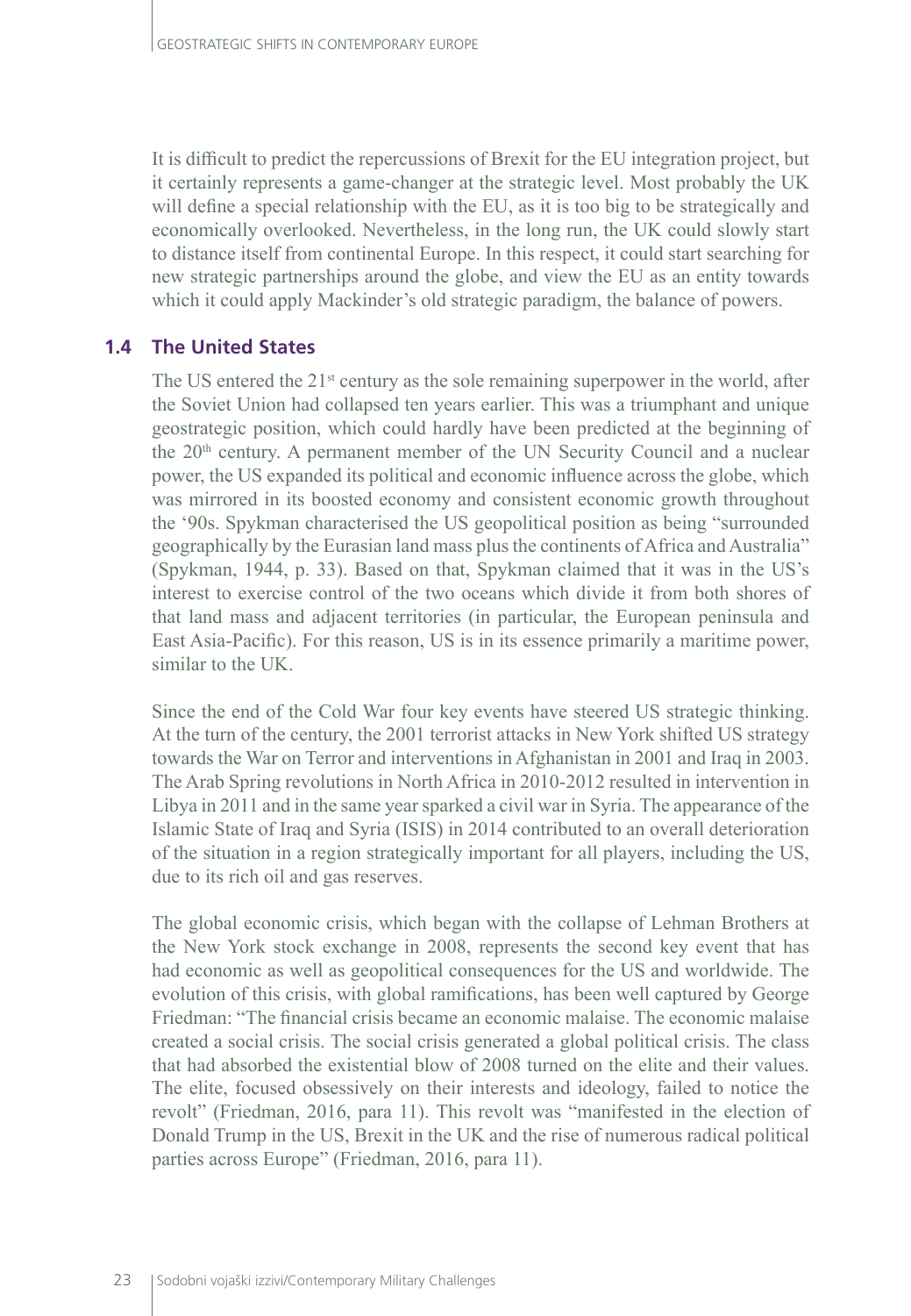It is difficult to predict the repercussions of Brexit for the EU integration project, but it certainly represents a game-changer at the strategic level. Most probably the UK will define a special relationship with the EU, as it is too big to be strategically and economically overlooked. Nevertheless, in the long run, the UK could slowly start to distance itself from continental Europe. In this respect, it could start searching for new strategic partnerships around the globe, and view the EU as an entity towards which it could apply Mackinder's old strategic paradigm, the balance of powers.

## 1.4 The United States

The US entered the 21st century as the sole remaining superpower in the world, after the Soviet Union had collapsed ten years earlier. This was a triumphant and unique geostrategic position, which could hardly have been predicted at the beginning of the 20th century. A permanent member of the UN Security Council and a nuclear power, the US expanded its political and economic influence across the globe, which was mirrored in its boosted economy and consistent economic growth throughout the '90s. Spykman characterised the US geopolitical position as being "surrounded geographically by the Eurasian land mass plus the continents of Africa and Australia" (Spykman, 1944, p. 33). Based on that, Spykman claimed that it was in the US's interest to exercise control of the two oceans which divide it from both shores of that land mass and adjacent territories (in particular, the European peninsula and East Asia-Pacific). For this reason, US is in its essence primarily a maritime power, similar to the UK.

Since the end of the Cold War four key events have steered US strategic thinking. At the turn of the century, the 2001 terrorist attacks in New York shifted US strategy towards the War on Terror and interventions in Afghanistan in 2001 and Iraq in 2003. The Arab Spring revolutions in North Africa in 2010-2012 resulted in intervention in Libya in 2011 and in the same year sparked a civil war in Syria. The appearance of the Islamic State of Iraq and Syria (ISIS) in 2014 contributed to an overall deterioration of the situation in a region strategically important for all players, including the US, due to its rich oil and gas reserves.

The global economic crisis, which began with the collapse of Lehman Brothers at the New York stock exchange in 2008, represents the second key event that has had economic as well as geopolitical consequences for the US and worldwide. The evolution of this crisis, with global ramifications, has been well captured by George Friedman: "The financial crisis became an economic malaise. The economic malaise created a social crisis. The social crisis generated a global political crisis. The class that had absorbed the existential blow of 2008 turned on the elite and their values. The elite, focused obsessively on their interests and ideology, failed to notice the revolt" (Friedman, 2016, para 11). This revolt was "manifested in the election of Donald Trump in the US, Brexit in the UK and the rise of numerous radical political parties across Europe" (Friedman, 2016, para 11).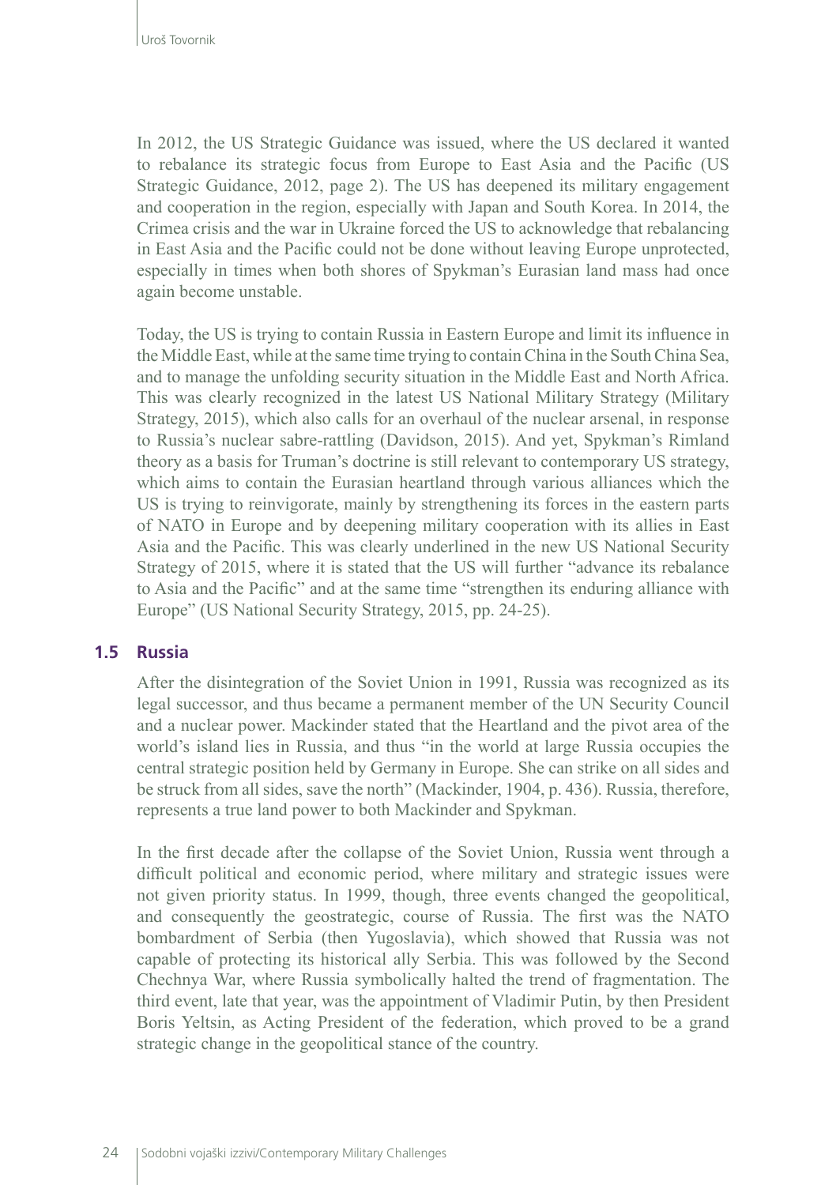In 2012, the US Strategic Guidance was issued, where the US declared it wanted to rebalance its strategic focus from Europe to East Asia and the Pacific (US Strategic Guidance, 2012, page 2). The US has deepened its military engagement and cooperation in the region, especially with Japan and South Korea. In 2014, the Crimea crisis and the war in Ukraine forced the US to acknowledge that rebalancing in East Asia and the Pacific could not be done without leaving Europe unprotected, especially in times when both shores of Spykman's Eurasian land mass had once again become unstable.

Today, the US is trying to contain Russia in Eastern Europe and limit its influence in the Middle East, while at the same time trying to contain China in the South China Sea, and to manage the unfolding security situation in the Middle East and North Africa. This was clearly recognized in the latest US National Military Strategy (Military Strategy, 2015), which also calls for an overhaul of the nuclear arsenal, in response to Russia's nuclear sabre-rattling (Davidson, 2015). And yet, Spykman's Rimland theory as a basis for Truman's doctrine is still relevant to contemporary US strategy, which aims to contain the Eurasian heartland through various alliances which the US is trying to reinvigorate, mainly by strengthening its forces in the eastern parts of NATO in Europe and by deepening military cooperation with its allies in East Asia and the Pacific. This was clearly underlined in the new US National Security Strategy of 2015, where it is stated that the US will further "advance its rebalance to Asia and the Pacific" and at the same time "strengthen its enduring alliance with Europe" (US National Security Strategy, 2015, pp. 24-25).

## 1.5 Russia

After the disintegration of the Soviet Union in 1991, Russia was recognized as its legal successor, and thus became a permanent member of the UN Security Council and a nuclear power. Mackinder stated that the Heartland and the pivot area of the world's island lies in Russia, and thus "in the world at large Russia occupies the central strategic position held by Germany in Europe. She can strike on all sides and be struck from all sides, save the north" (Mackinder, 1904, p. 436). Russia, therefore, represents a true land power to both Mackinder and Spykman.

In the first decade after the collapse of the Soviet Union, Russia went through a difficult political and economic period, where military and strategic issues were not given priority status. In 1999, though, three events changed the geopolitical, and consequently the geostrategic, course of Russia. The first was the NATO bombardment of Serbia (then Yugoslavia), which showed that Russia was not capable of protecting its historical ally Serbia. This was followed by the Second Chechnya War, where Russia symbolically halted the trend of fragmentation. The third event, late that year, was the appointment of Vladimir Putin, by then President Boris Yeltsin, as Acting President of the federation, which proved to be a grand strategic change in the geopolitical stance of the country.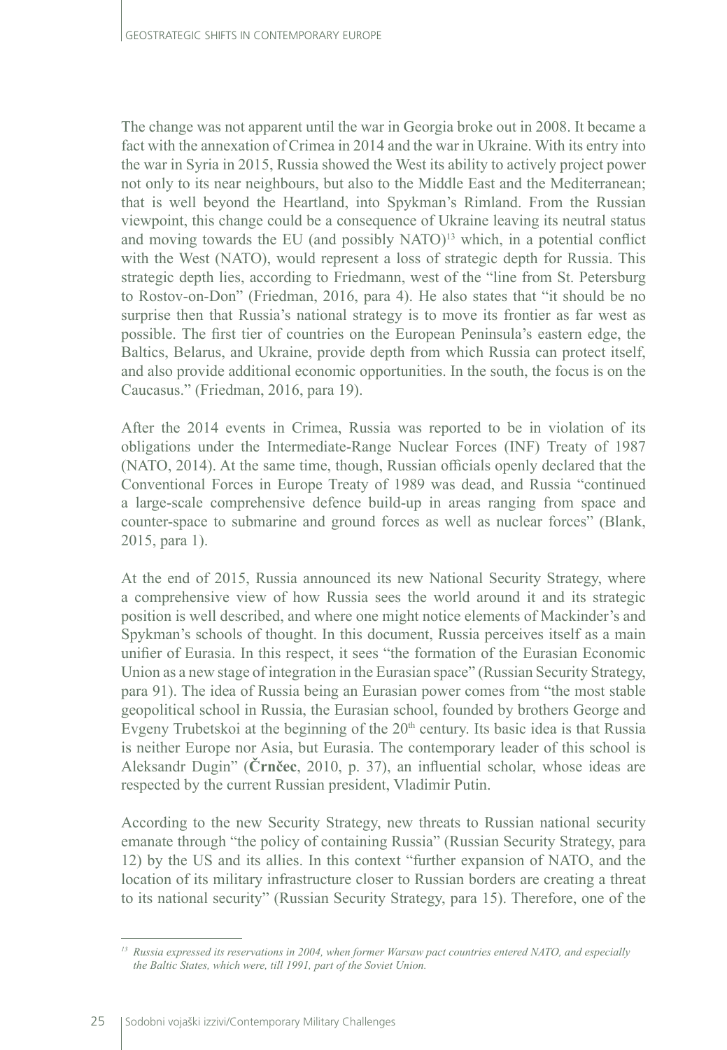The change was not apparent until the war in Georgia broke out in 2008. It became a fact with the annexation of Crimea in 2014 and the war in Ukraine. With its entry into the war in Syria in 2015, Russia showed the West its ability to actively project power not only to its near neighbours, but also to the Middle East and the Mediterranean; that is well beyond the Heartland, into Spykman's Rimland. From the Russian viewpoint, this change could be a consequence of Ukraine leaving its neutral status and moving towards the EU (and possibly NATO)[13] which, in a potential conflict with the West (NATO), would represent a loss of strategic depth for Russia. This strategic depth lies, according to Friedmann, west of the "line from St. Petersburg to Rostov-on-Don" (Friedman, 2016, para 4). He also states that "it should be no surprise then that Russia's national strategy is to move its frontier as far west as possible. The first tier of countries on the European Peninsula's eastern edge, the Baltics, Belarus, and Ukraine, provide depth from which Russia can protect itself, and also provide additional economic opportunities. In the south, the focus is on the Caucasus." (Friedman, 2016, para 19).

After the 2014 events in Crimea, Russia was reported to be in violation of its obligations under the Intermediate-Range Nuclear Forces (INF) Treaty of 1987 (NATO, 2014). At the same time, though, Russian officials openly declared that the Conventional Forces in Europe Treaty of 1989 was dead, and Russia "continued a large-scale comprehensive defence build-up in areas ranging from space and counter-space to submarine and ground forces as well as nuclear forces" (Blank, 2015, para 1).

At the end of 2015, Russia announced its new National Security Strategy, where a comprehensive view of how Russia sees the world around it and its strategic position is well described, and where one might notice elements of Mackinder's and Spykman's schools of thought. In this document, Russia perceives itself as a main unifier of Eurasia. In this respect, it sees "the formation of the Eurasian Economic Union as a new stage of integration in the Eurasian space" (Russian Security Strategy, para 91). The idea of Russia being an Eurasian power comes from "the most stable geopolitical school in Russia, the Eurasian school, founded by brothers George and Evgeny Trubetskoi at the beginning of the 20[th] century. Its basic idea is that Russia is neither Europe nor Asia, but Eurasia. The contemporary leader of this school is Aleksandr Dugin" (**Črnčec**, 2010, p. 37), an influential scholar, whose ideas are respected by the current Russian president, Vladimir Putin.

According to the new Security Strategy, new threats to Russian national security emanate through "the policy of containing Russia" (Russian Security Strategy, para 12) by the US and its allies. In this context "further expansion of NATO, and the location of its military infrastructure closer to Russian borders are creating a threat to its national security" (Russian Security Strategy, para 15). Therefore, one of the

---

[13] *Russia expressed its reservations in 2004, when former Warsaw pact countries entered NATO, and especially the Baltic States, which were, till 1991, part of the Soviet Union.*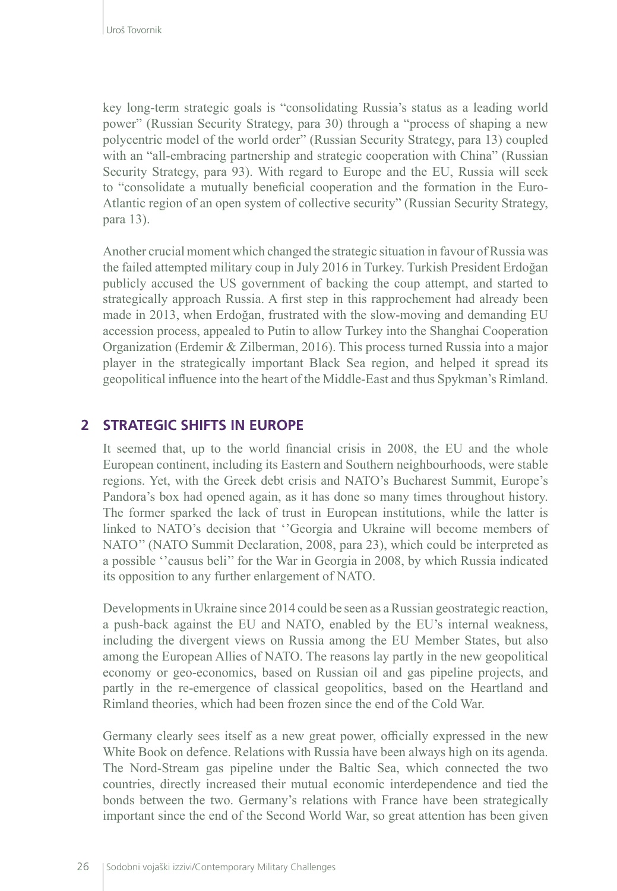key long-term strategic goals is "consolidating Russia's status as a leading world power" (Russian Security Strategy, para 30) through a "process of shaping a new polycentric model of the world order" (Russian Security Strategy, para 13) coupled with an "all-embracing partnership and strategic cooperation with China" (Russian Security Strategy, para 93). With regard to Europe and the EU, Russia will seek to "consolidate a mutually beneficial cooperation and the formation in the Euro-Atlantic region of an open system of collective security" (Russian Security Strategy, para 13).

Another crucial moment which changed the strategic situation in favour of Russia was the failed attempted military coup in July 2016 in Turkey. Turkish President Erdoğan publicly accused the US government of backing the coup attempt, and started to strategically approach Russia. A first step in this rapprochement had already been made in 2013, when Erdoğan, frustrated with the slow-moving and demanding EU accession process, appealed to Putin to allow Turkey into the Shanghai Cooperation Organization (Erdemir & Zilberman, 2016). This process turned Russia into a major player in the strategically important Black Sea region, and helped it spread its geopolitical influence into the heart of the Middle-East and thus Spykman's Rimland.

## 2 STRATEGIC SHIFTS IN EUROPE

It seemed that, up to the world financial crisis in 2008, the EU and the whole European continent, including its Eastern and Southern neighbourhoods, were stable regions. Yet, with the Greek debt crisis and NATO's Bucharest Summit, Europe's Pandora's box had opened again, as it has done so many times throughout history. The former sparked the lack of trust in European institutions, while the latter is linked to NATO's decision that ''Georgia and Ukraine will become members of NATO'' (NATO Summit Declaration, 2008, para 23), which could be interpreted as a possible ''causus beli'' for the War in Georgia in 2008, by which Russia indicated its opposition to any further enlargement of NATO.

Developments in Ukraine since 2014 could be seen as a Russian geostrategic reaction, a push-back against the EU and NATO, enabled by the EU's internal weakness, including the divergent views on Russia among the EU Member States, but also among the European Allies of NATO. The reasons lay partly in the new geopolitical economy or geo-economics, based on Russian oil and gas pipeline projects, and partly in the re-emergence of classical geopolitics, based on the Heartland and Rimland theories, which had been frozen since the end of the Cold War.

Germany clearly sees itself as a new great power, officially expressed in the new White Book on defence. Relations with Russia have been always high on its agenda. The Nord-Stream gas pipeline under the Baltic Sea, which connected the two countries, directly increased their mutual economic interdependence and tied the bonds between the two. Germany's relations with France have been strategically important since the end of the Second World War, so great attention has been given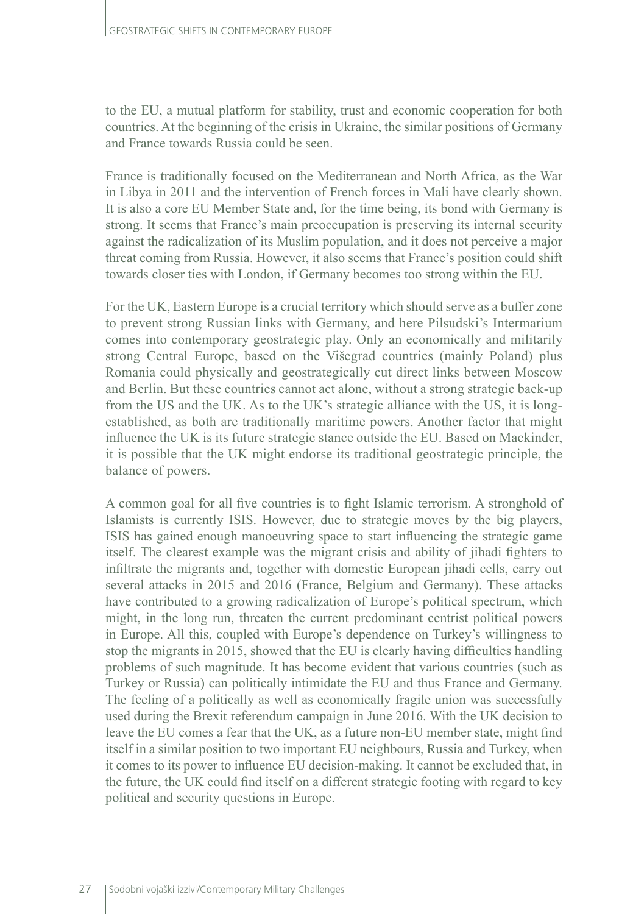to the EU, a mutual platform for stability, trust and economic cooperation for both countries. At the beginning of the crisis in Ukraine, the similar positions of Germany and France towards Russia could be seen.

France is traditionally focused on the Mediterranean and North Africa, as the War in Libya in 2011 and the intervention of French forces in Mali have clearly shown. It is also a core EU Member State and, for the time being, its bond with Germany is strong. It seems that France's main preoccupation is preserving its internal security against the radicalization of its Muslim population, and it does not perceive a major threat coming from Russia. However, it also seems that France's position could shift towards closer ties with London, if Germany becomes too strong within the EU.

For the UK, Eastern Europe is a crucial territory which should serve as a buffer zone to prevent strong Russian links with Germany, and here Pilsudski's Intermarium comes into contemporary geostrategic play. Only an economically and militarily strong Central Europe, based on the Višegrad countries (mainly Poland) plus Romania could physically and geostrategically cut direct links between Moscow and Berlin. But these countries cannot act alone, without a strong strategic back-up from the US and the UK. As to the UK's strategic alliance with the US, it is long-established, as both are traditionally maritime powers. Another factor that might influence the UK is its future strategic stance outside the EU. Based on Mackinder, it is possible that the UK might endorse its traditional geostrategic principle, the balance of powers.

A common goal for all five countries is to fight Islamic terrorism. A stronghold of Islamists is currently ISIS. However, due to strategic moves by the big players, ISIS has gained enough manoeuvring space to start influencing the strategic game itself. The clearest example was the migrant crisis and ability of jihadi fighters to infiltrate the migrants and, together with domestic European jihadi cells, carry out several attacks in 2015 and 2016 (France, Belgium and Germany). These attacks have contributed to a growing radicalization of Europe's political spectrum, which might, in the long run, threaten the current predominant centrist political powers in Europe. All this, coupled with Europe's dependence on Turkey's willingness to stop the migrants in 2015, showed that the EU is clearly having difficulties handling problems of such magnitude. It has become evident that various countries (such as Turkey or Russia) can politically intimidate the EU and thus France and Germany. The feeling of a politically as well as economically fragile union was successfully used during the Brexit referendum campaign in June 2016. With the UK decision to leave the EU comes a fear that the UK, as a future non-EU member state, might find itself in a similar position to two important EU neighbours, Russia and Turkey, when it comes to its power to influence EU decision-making. It cannot be excluded that, in the future, the UK could find itself on a different strategic footing with regard to key political and security questions in Europe.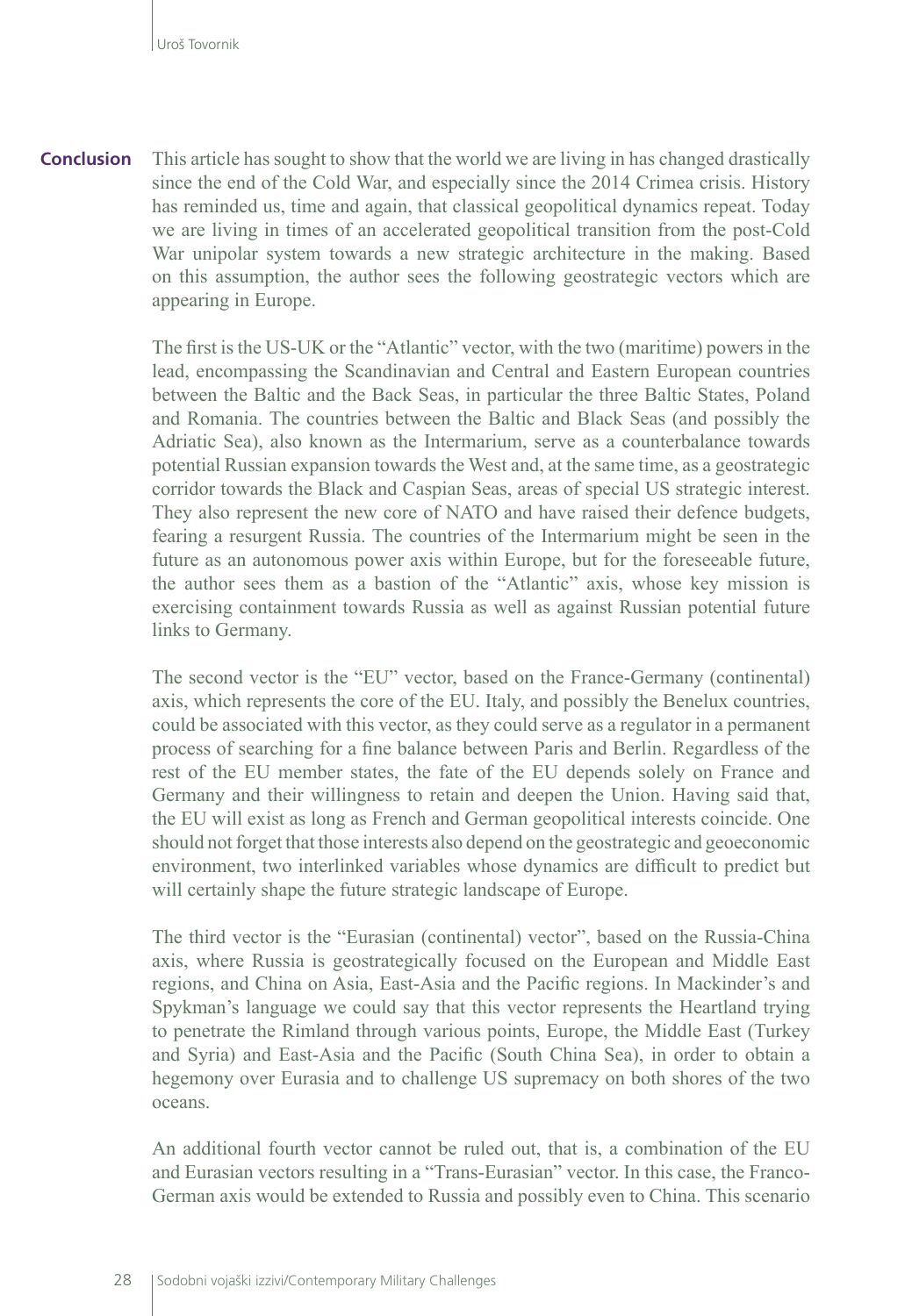## Conclusion

This article has sought to show that the world we are living in has changed drastically since the end of the Cold War, and especially since the 2014 Crimea crisis. History has reminded us, time and again, that classical geopolitical dynamics repeat. Today we are living in times of an accelerated geopolitical transition from the post-Cold War unipolar system towards a new strategic architecture in the making. Based on this assumption, the author sees the following geostrategic vectors which are appearing in Europe.

The first is the US-UK or the "Atlantic" vector, with the two (maritime) powers in the lead, encompassing the Scandinavian and Central and Eastern European countries between the Baltic and the Back Seas, in particular the three Baltic States, Poland and Romania. The countries between the Baltic and Black Seas (and possibly the Adriatic Sea), also known as the Intermarium, serve as a counterbalance towards potential Russian expansion towards the West and, at the same time, as a geostrategic corridor towards the Black and Caspian Seas, areas of special US strategic interest. They also represent the new core of NATO and have raised their defence budgets, fearing a resurgent Russia. The countries of the Intermarium might be seen in the future as an autonomous power axis within Europe, but for the foreseeable future, the author sees them as a bastion of the "Atlantic" axis, whose key mission is exercising containment towards Russia as well as against Russian potential future links to Germany.

The second vector is the "EU" vector, based on the France-Germany (continental) axis, which represents the core of the EU. Italy, and possibly the Benelux countries, could be associated with this vector, as they could serve as a regulator in a permanent process of searching for a fine balance between Paris and Berlin. Regardless of the rest of the EU member states, the fate of the EU depends solely on France and Germany and their willingness to retain and deepen the Union. Having said that, the EU will exist as long as French and German geopolitical interests coincide. One should not forget that those interests also depend on the geostrategic and geoeconomic environment, two interlinked variables whose dynamics are difficult to predict but will certainly shape the future strategic landscape of Europe.

The third vector is the "Eurasian (continental) vector", based on the Russia-China axis, where Russia is geostrategically focused on the European and Middle East regions, and China on Asia, East-Asia and the Pacific regions. In Mackinder's and Spykman's language we could say that this vector represents the Heartland trying to penetrate the Rimland through various points, Europe, the Middle East (Turkey and Syria) and East-Asia and the Pacific (South China Sea), in order to obtain a hegemony over Eurasia and to challenge US supremacy on both shores of the two oceans.

An additional fourth vector cannot be ruled out, that is, a combination of the EU and Eurasian vectors resulting in a "Trans-Eurasian" vector. In this case, the Franco-German axis would be extended to Russia and possibly even to China. This scenario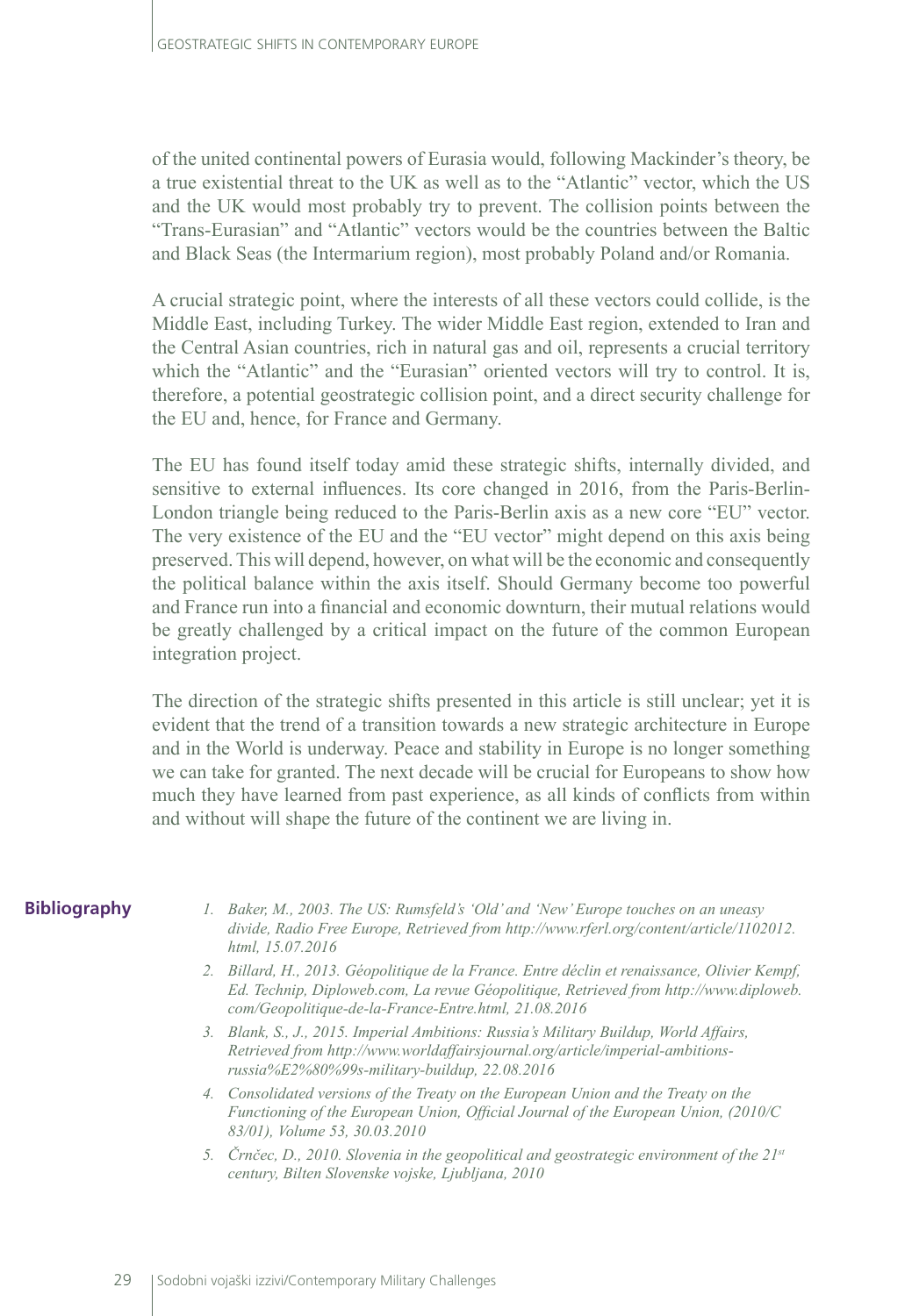of the united continental powers of Eurasia would, following Mackinder's theory, be a true existential threat to the UK as well as to the "Atlantic" vector, which the US and the UK would most probably try to prevent. The collision points between the "Trans-Eurasian" and "Atlantic" vectors would be the countries between the Baltic and Black Seas (the Intermarium region), most probably Poland and/or Romania.

A crucial strategic point, where the interests of all these vectors could collide, is the Middle East, including Turkey. The wider Middle East region, extended to Iran and the Central Asian countries, rich in natural gas and oil, represents a crucial territory which the "Atlantic" and the "Eurasian" oriented vectors will try to control. It is, therefore, a potential geostrategic collision point, and a direct security challenge for the EU and, hence, for France and Germany.

The EU has found itself today amid these strategic shifts, internally divided, and sensitive to external influences. Its core changed in 2016, from the Paris-Berlin-London triangle being reduced to the Paris-Berlin axis as a new core "EU" vector. The very existence of the EU and the "EU vector" might depend on this axis being preserved. This will depend, however, on what will be the economic and consequently the political balance within the axis itself. Should Germany become too powerful and France run into a financial and economic downturn, their mutual relations would be greatly challenged by a critical impact on the future of the common European integration project.

The direction of the strategic shifts presented in this article is still unclear; yet it is evident that the trend of a transition towards a new strategic architecture in Europe and in the World is underway. Peace and stability in Europe is no longer something we can take for granted. The next decade will be crucial for Europeans to show how much they have learned from past experience, as all kinds of conflicts from within and without will shape the future of the continent we are living in.

## Bibliography

1. *Baker, M., 2003. The US: Rumsfeld's 'Old' and 'New' Europe touches on an uneasy divide, Radio Free Europe, Retrieved from http://www.rferl.org/content/article/1102012.html, 15.07.2016*
2. *Billard, H., 2013. Géopolitique de la France. Entre déclin et renaissance, Olivier Kempf, Ed. Technip, Diploweb.com, La revue Géopolitique, Retrieved from http://www.diploweb.com/Geopolitique-de-la-France-Entre.html, 21.08.2016*
3. *Blank, S., J., 2015. Imperial Ambitions: Russia's Military Buildup, World Affairs, Retrieved from http://www.worldaffairsjournal.org/article/imperial-ambitions-russia%E2%80%99s-military-buildup, 22.08.2016*
4. *Consolidated versions of the Treaty on the European Union and the Treaty on the Functioning of the European Union, Official Journal of the European Union, (2010/C 83/01), Volume 53, 30.03.2010*
5. *Črnčec, D., 2010. Slovenia in the geopolitical and geostrategic environment of the 21st century, Bilten Slovenske vojske, Ljubljana, 2010*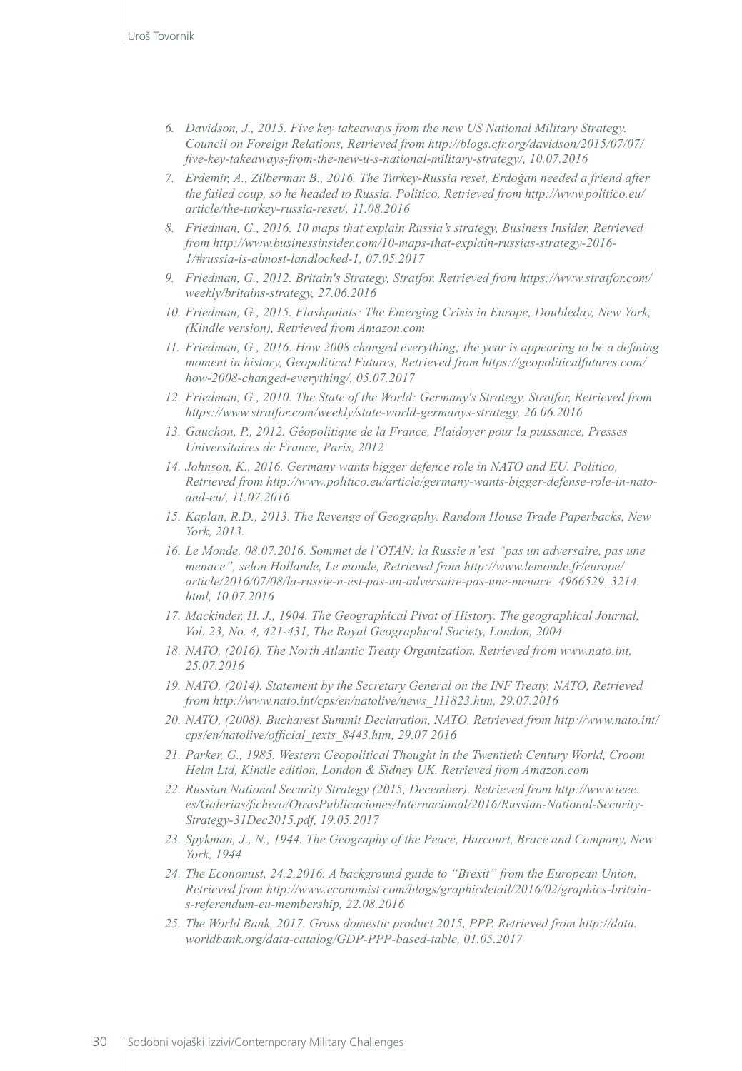6. *Davidson, J., 2015. Five key takeaways from the new US National Military Strategy. Council on Foreign Relations, Retrieved from http://blogs.cfr.org/davidson/2015/07/07/five-key-takeaways-from-the-new-u-s-national-military-strategy/, 10.07.2016*
7. *Erdemir, A., Zilberman B., 2016. The Turkey-Russia reset, Erdoğan needed a friend after the failed coup, so he headed to Russia. Politico, Retrieved from http://www.politico.eu/article/the-turkey-russia-reset/, 11.08.2016*
8. *Friedman, G., 2016. 10 maps that explain Russia's strategy, Business Insider, Retrieved from http://www.businessinsider.com/10-maps-that-explain-russias-strategy-2016-1/#russia-is-almost-landlocked-1, 07.05.2017*
9. *Friedman, G., 2012. Britain's Strategy, Stratfor, Retrieved from https://www.stratfor.com/weekly/britains-strategy, 27.06.2016*
10. *Friedman, G., 2015. Flashpoints: The Emerging Crisis in Europe, Doubleday, New York, (Kindle version), Retrieved from Amazon.com*
11. *Friedman, G., 2016. How 2008 changed everything; the year is appearing to be a defining moment in history, Geopolitical Futures, Retrieved from https://geopoliticalfutures.com/how-2008-changed-everything/, 05.07.2017*
12. *Friedman, G., 2010. The State of the World: Germany's Strategy, Stratfor, Retrieved from https://www.stratfor.com/weekly/state-world-germanys-strategy, 26.06.2016*
13. *Gauchon, P., 2012. Géopolitique de la France, Plaidoyer pour la puissance, Presses Universitaires de France, Paris, 2012*
14. *Johnson, K., 2016. Germany wants bigger defence role in NATO and EU. Politico, Retrieved from http://www.politico.eu/article/germany-wants-bigger-defense-role-in-nato-and-eu/, 11.07.2016*
15. *Kaplan, R.D., 2013. The Revenge of Geography. Random House Trade Paperbacks, New York, 2013.*
16. *Le Monde, 08.07.2016. Sommet de l'OTAN: la Russie n'est "pas un adversaire, pas une menace", selon Hollande, Le monde, Retrieved from http://www.lemonde.fr/europe/article/2016/07/08/la-russie-n-est-pas-un-adversaire-pas-une-menace_4966529_3214.html, 10.07.2016*
17. *Mackinder, H. J., 1904. The Geographical Pivot of History. The geographical Journal, Vol. 23, No. 4, 421-431, The Royal Geographical Society, London, 2004*
18. *NATO, (2016). The North Atlantic Treaty Organization, Retrieved from www.nato.int, 25.07.2016*
19. *NATO, (2014). Statement by the Secretary General on the INF Treaty, NATO, Retrieved from http://www.nato.int/cps/en/natolive/news_111823.htm, 29.07.2016*
20. *NATO, (2008). Bucharest Summit Declaration, NATO, Retrieved from http://www.nato.int/cps/en/natolive/official_texts_8443.htm, 29.07 2016*
21. *Parker, G., 1985. Western Geopolitical Thought in the Twentieth Century World, Croom Helm Ltd, Kindle edition, London & Sidney UK. Retrieved from Amazon.com*
22. *Russian National Security Strategy (2015, December). Retrieved from http://www.ieee.es/Galerias/fichero/OtrasPublicaciones/Internacional/2016/Russian-National-Security-Strategy-31Dec2015.pdf, 19.05.2017*
23. *Spykman, J., N., 1944. The Geography of the Peace, Harcourt, Brace and Company, New York, 1944*
24. *The Economist, 24.2.2016. A background guide to "Brexit" from the European Union, Retrieved from http://www.economist.com/blogs/graphicdetail/2016/02/graphics-britain-s-referendum-eu-membership, 22.08.2016*
25. *The World Bank, 2017. Gross domestic product 2015, PPP. Retrieved from http://data.worldbank.org/data-catalog/GDP-PPP-based-table, 01.05.2017*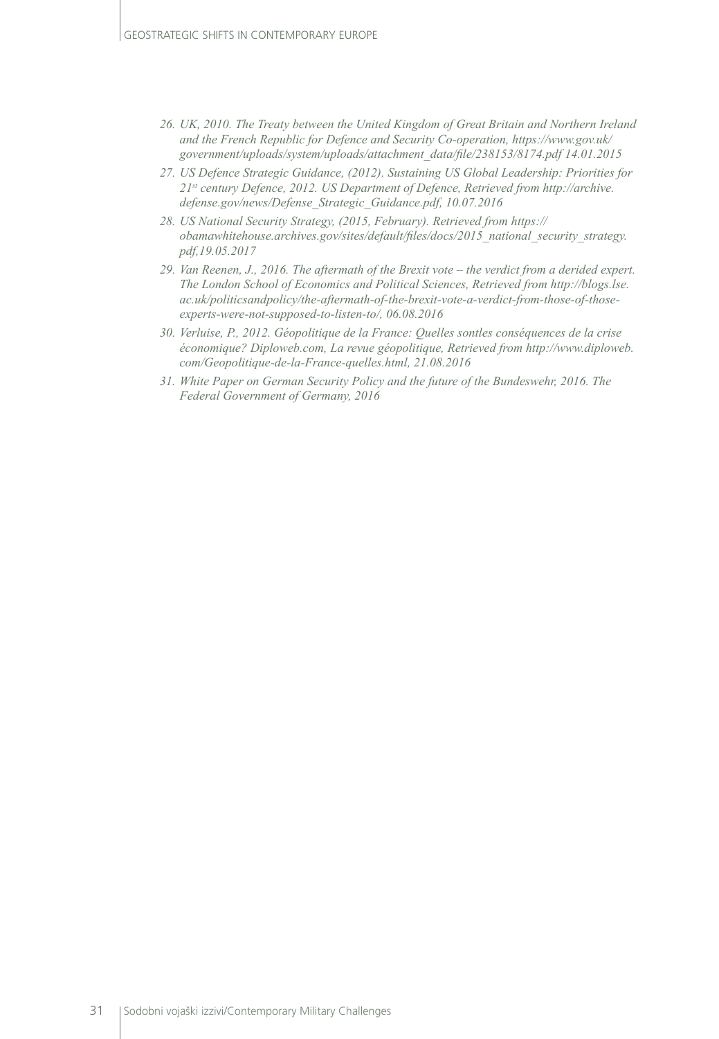26. *UK, 2010. The Treaty between the United Kingdom of Great Britain and Northern Ireland and the French Republic for Defence and Security Co-operation, https://www.gov.uk/government/uploads/system/uploads/attachment_data/file/238153/8174.pdf 14.01.2015*
27. *US Defence Strategic Guidance, (2012). Sustaining US Global Leadership: Priorities for 21st century Defence, 2012. US Department of Defence, Retrieved from http://archive.defense.gov/news/Defense_Strategic_Guidance.pdf, 10.07.2016*
28. *US National Security Strategy, (2015, February). Retrieved from https://obamawhitehouse.archives.gov/sites/default/files/docs/2015_national_security_strategy.pdf,19.05.2017*
29. *Van Reenen, J., 2016. The aftermath of the Brexit vote – the verdict from a derided expert. The London School of Economics and Political Sciences, Retrieved from http://blogs.lse.ac.uk/politicsandpolicy/the-aftermath-of-the-brexit-vote-a-verdict-from-those-of-those-experts-were-not-supposed-to-listen-to/, 06.08.2016*
30. *Verluise, P., 2012. Géopolitique de la France: Quelles sontles conséquences de la crise économique? Diploweb.com, La revue géopolitique, Retrieved from http://www.diploweb.com/Geopolitique-de-la-France-quelles.html, 21.08.2016*
31. *White Paper on German Security Policy and the future of the Bundeswehr, 2016. The Federal Government of Germany, 2016*